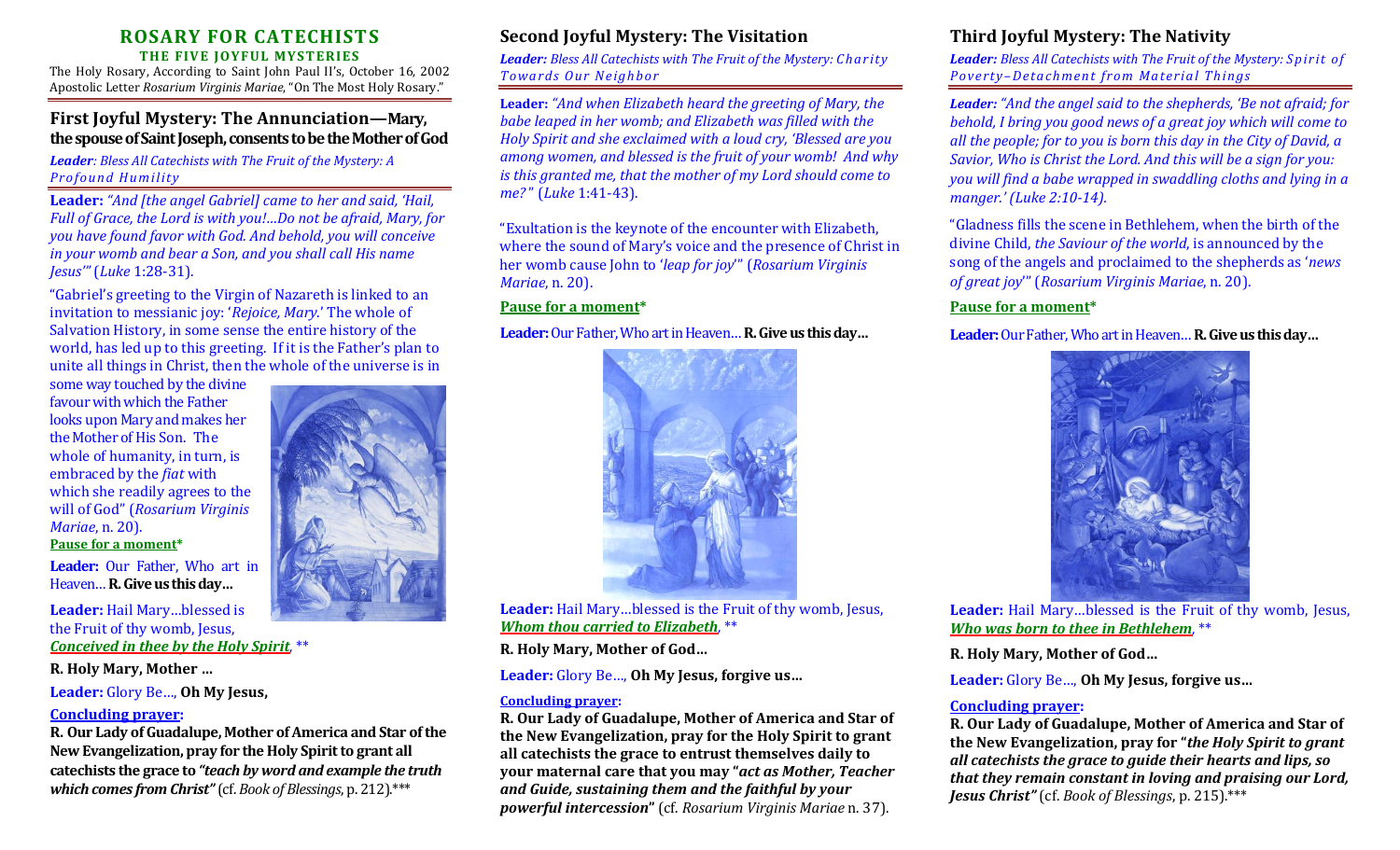# ROSARY FOR CATECHISTS

**THE FIVE JOYFUL MYSTERIES**

The Holy Rosary, According to Saint John Paul II's, October 16, 2002 Apostolic Letter *Rosarium Virginis Mariae*, "On The Most Holy Rosary."

## First Joyful Mystery: The Annunciation—Mary, the spouse of Saint Joseph, consents to be the Mother of God

***Leader**: Bless All Catechists with The Fruit of the Mystery: A Profound Humility*

**Leader:** *"And [the angel Gabriel] came to her and said, 'Hail, Full of Grace, the Lord is with you!…Do not be afraid, Mary, for you have found favor with God. And behold, you will conceive in your womb and bear a Son, and you shall call His name Jesus'"* (*Luke* 1:28-31).

"Gabriel's greeting to the Virgin of Nazareth is linked to an invitation to messianic joy: '*Rejoice, Mary.*' The whole of Salvation History, in some sense the entire history of the world, has led up to this greeting. If it is the Father's plan to unite all things in Christ, then the whole of the universe is in some way touched by the divine favour with which the Father looks upon Mary and makes her the Mother of His Son. The whole of humanity, in turn, is embraced by the *fiat* with which she readily agrees to the will of God" (*Rosarium Virginis Mariae*, n. 20).

**Pause for a moment***

**Leader:** Our Father, Who art in Heaven… **R. Give us this day…**

**Leader:** Hail Mary…blessed is the Fruit of thy womb, Jesus, ***Conceived in thee by the Holy Spirit***, **

**R. Holy Mary, Mother …**

**Leader:** Glory Be…, **Oh My Jesus,**

**Concluding prayer:**

**R. Our Lady of Guadalupe, Mother of America and Star of the New Evangelization, pray for the Holy Spirit to grant all catechists the grace to *"teach by word and example the truth which comes from Christ"*** (cf. *Book of Blessings*, p. 212).***

## Second Joyful Mystery: The Visitation

***Leader:** Bless All Catechists with The Fruit of the Mystery: Charity Towards Our Neighbor*

**Leader:** *"And when Elizabeth heard the greeting of Mary, the babe leaped in her womb; and Elizabeth was filled with the Holy Spirit and she exclaimed with a loud cry, 'Blessed are you among women, and blessed is the fruit of your womb! And why is this granted me, that the mother of my Lord should come to me?"* (*Luke* 1:41-43).

"Exultation is the keynote of the encounter with Elizabeth, where the sound of Mary's voice and the presence of Christ in her womb cause John to '*leap for joy*'" (*Rosarium Virginis Mariae*, n. 20).

**Pause for a moment***

**Leader:** Our Father, Who art in Heaven… **R. Give us this day…**

**Leader:** Hail Mary…blessed is the Fruit of thy womb, Jesus, ***Whom thou carried to Elizabeth***, **

**R. Holy Mary, Mother of God…**

**Leader:** Glory Be…, **Oh My Jesus, forgive us…**

**Concluding prayer:**

**R. Our Lady of Guadalupe, Mother of America and Star of the New Evangelization, pray for the Holy Spirit to grant all catechists the grace to entrust themselves daily to your maternal care that you may "*act as Mother, Teacher and Guide, sustaining them and the faithful by your powerful intercession*"** (cf. *Rosarium Virginis Mariae* n. 37).

## Third Joyful Mystery: The Nativity

***Leader:** Bless All Catechists with The Fruit of the Mystery: Spirit of Poverty–Detachment from Material Things*

**Leader:** *"And the angel said to the shepherds, 'Be not afraid; for behold, I bring you good news of a great joy which will come to all the people; for to you is born this day in the City of David, a Savior, Who is Christ the Lord. And this will be a sign for you: you will find a babe wrapped in swaddling cloths and lying in a manger.' (Luke 2:10-14).*

"Gladness fills the scene in Bethlehem, when the birth of the divine Child, *the Saviour of the world*, is announced by the song of the angels and proclaimed to the shepherds as '*news of great joy*'" (*Rosarium Virginis Mariae*, n. 20).

**Pause for a moment***

**Leader:** Our Father, Who art in Heaven… **R. Give us this day…**

**Leader:** Hail Mary…blessed is the Fruit of thy womb, Jesus, ***Who was born to thee in Bethlehem***, **

**R. Holy Mary, Mother of God…**

**Leader:** Glory Be…, **Oh My Jesus, forgive us…**

**Concluding prayer:**

**R. Our Lady of Guadalupe, Mother of America and Star of the New Evangelization, pray for "*the Holy Spirit to grant all catechists the grace to guide their hearts and lips, so that they remain constant in loving and praising our Lord, Jesus Christ*"** (cf. *Book of Blessings*, p. 215).***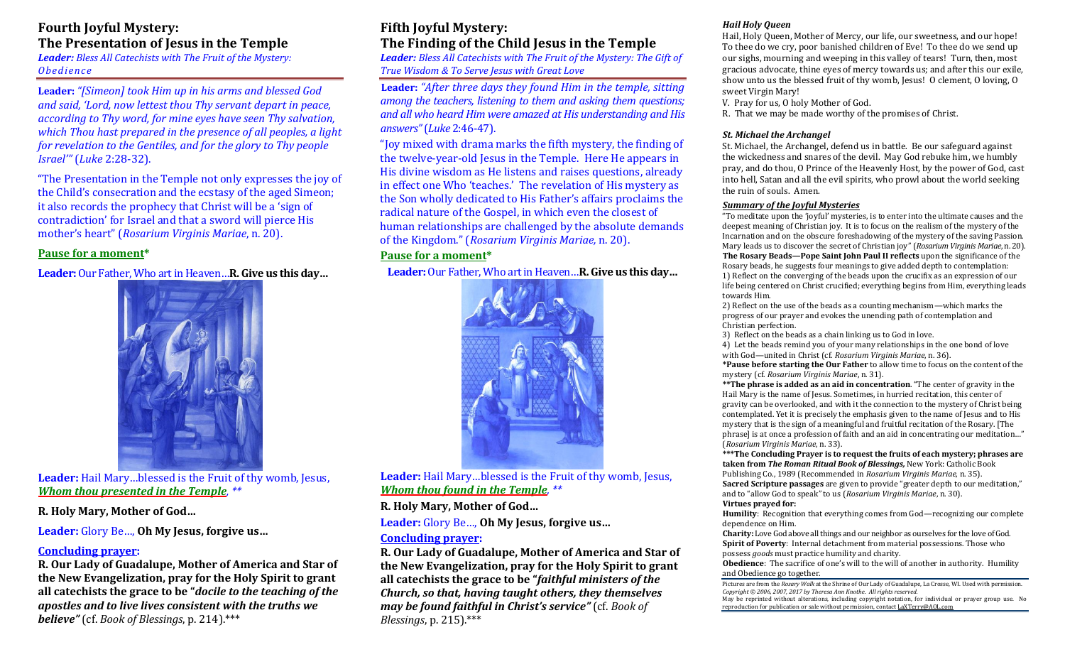## Fourth Joyful Mystery: The Presentation of Jesus in the Temple

***Leader:*** *Bless All Catechists with The Fruit of the Mystery: Obedience*

**Leader:** *"[Simeon] took Him up in his arms and blessed God and said, 'Lord, now lettest thou Thy servant depart in peace, according to Thy word, for mine eyes have seen Thy salvation, which Thou hast prepared in the presence of all peoples, a light for revelation to the Gentiles, and for the glory to Thy people Israel'"* (*Luke* 2:28-32).

"The Presentation in the Temple not only expresses the joy of the Child's consecration and the ecstasy of the aged Simeon; it also records the prophecy that Christ will be a 'sign of contradiction' for Israel and that a sword will pierce His mother's heart" (*Rosarium Virginis Mariae*, n. 20).

**Pause for a moment***

**Leader:** Our Father, Who art in Heaven…**R. Give us this day…**

**Leader:** Hail Mary…blessed is the Fruit of thy womb, Jesus, ***Whom thou presented in the Temple****, ***

**R. Holy Mary, Mother of God…**

**Leader:** Glory Be…, **Oh My Jesus, forgive us…**

**Concluding prayer:**

**R. Our Lady of Guadalupe, Mother of America and Star of the New Evangelization, pray for the Holy Spirit to grant all catechists the grace to be "*docile to the teaching of the apostles and to live lives consistent with the truths we believe*"** (cf. *Book of Blessings*, p. 214).***

## Fifth Joyful Mystery: The Finding of the Child Jesus in the Temple

***Leader:*** *Bless All Catechists with The Fruit of the Mystery: The Gift of True Wisdom & To Serve Jesus with Great Love*

**Leader:** *"After three days they found Him in the temple, sitting among the teachers, listening to them and asking them questions; and all who heard Him were amazed at His understanding and His answers"* (*Luke* 2:46-47).

"Joy mixed with drama marks the fifth mystery, the finding of the twelve-year-old Jesus in the Temple. Here He appears in His divine wisdom as He listens and raises questions, already in effect one Who 'teaches.' The revelation of His mystery as the Son wholly dedicated to His Father's affairs proclaims the radical nature of the Gospel, in which even the closest of human relationships are challenged by the absolute demands of the Kingdom." (*Rosarium Virginis Mariae*, n. 20).

**Pause for a moment***

**Leader:** Our Father, Who art in Heaven…**R. Give us this day…**

**Leader:** Hail Mary…blessed is the Fruit of thy womb, Jesus, ***Whom thou found in the Temple****, ***

**R. Holy Mary, Mother of God…**

**Leader:** Glory Be…, **Oh My Jesus, forgive us…**

**Concluding prayer:**

**R. Our Lady of Guadalupe, Mother of America and Star of the New Evangelization, pray for the Holy Spirit to grant all catechists the grace to be "*faithful ministers of the Church, so that, having taught others, they themselves may be found faithful in Christ's service*"** (cf. *Book of Blessings*, p. 215).***

***Hail Holy Queen***

Hail, Holy Queen, Mother of Mercy, our life, our sweetness, and our hope! To thee do we cry, poor banished children of Eve! To thee do we send up our sighs, mourning and weeping in this valley of tears! Turn, then, most gracious advocate, thine eyes of mercy towards us; and after this our exile, show unto us the blessed fruit of thy womb, Jesus! O clement, O loving, O sweet Virgin Mary!

V. Pray for us, O holy Mother of God.

R. That we may be made worthy of the promises of Christ.

***St. Michael the Archangel***

St. Michael, the Archangel, defend us in battle. Be our safeguard against the wickedness and snares of the devil. May God rebuke him, we humbly pray, and do thou, O Prince of the Heavenly Host, by the power of God, cast into hell, Satan and all the evil spirits, who prowl about the world seeking the ruin of souls. Amen.

***Summary of the Joyful Mysteries***

"To meditate upon the 'joyful' mysteries, is to enter into the ultimate causes and the deepest meaning of Christian joy. It is to focus on the realism of the mystery of the Incarnation and on the obscure foreshadowing of the mystery of the saving Passion. Mary leads us to discover the secret of Christian joy" (*Rosarium Virginis Mariae*, n. 20).

**The Rosary Beads—Pope Saint John Paul II reflects** upon the significance of the Rosary beads, he suggests four meanings to give added depth to contemplation:

1) Reflect on the converging of the beads upon the crucifix as an expression of our life being centered on Christ crucified; everything begins from Him, everything leads towards Him.

2) Reflect on the use of the beads as a counting mechanism—which marks the progress of our prayer and evokes the unending path of contemplation and Christian perfection.

3) Reflect on the beads as a chain linking us to God in love.

4) Let the beads remind you of your many relationships in the one bond of love with God—united in Christ (cf. *Rosarium Virginis Mariae*, n. 36).

***Pause before starting the Our Father** to allow time to focus on the content of the mystery (cf. *Rosarium Virginis Mariae*, n. 31).

****The phrase is added as an aid in concentration**. "The center of gravity in the Hail Mary is the name of Jesus. Sometimes, in hurried recitation, this center of gravity can be overlooked, and with it the connection to the mystery of Christ being contemplated. Yet it is precisely the emphasis given to the name of Jesus and to His mystery that is the sign of a meaningful and fruitful recitation of the Rosary. [The phrase] is at once a profession of faith and an aid in concentrating our meditation…" (*Rosarium Virginis Mariae*, n. 33).

*****The Concluding Prayer is to request the fruits of each mystery; phrases are taken from *The Roman Ritual Book of Blessings,*** New York: Catholic Book Publishing Co., 1989 (Recommended in *Rosarium Virginis Mariae*, n. 35).

**Sacred Scripture passages** are given to provide "greater depth to our meditation," and to "allow God to speak" to us (*Rosarium Virginis Mariae*, n. 30).

**Virtues prayed for:**

**Humility**: Recognition that everything comes from God—recognizing our complete dependence on Him.

**Charity:** Love God above all things and our neighbor as ourselves for the love of God.

**Spirit of Poverty**: Internal detachment from material possessions. Those who possess *goods* must practice humility and charity.

**Obedience**: The sacrifice of one's will to the will of another in authority. Humility and Obedience go together.

Pictures are from the *Rosary Walk* at the Shrine of Our Lady of Guadalupe, La Crosse, WI. Used with permission.
*Copyright © 2006, 2007, 2017 by Theresa Ann Knothe. All rights reserved.*
May be reprinted without alterations, including copyright notation, for individual or prayer group use. No reproduction for publication or sale without permission, contact LaXTerry@AOL.com